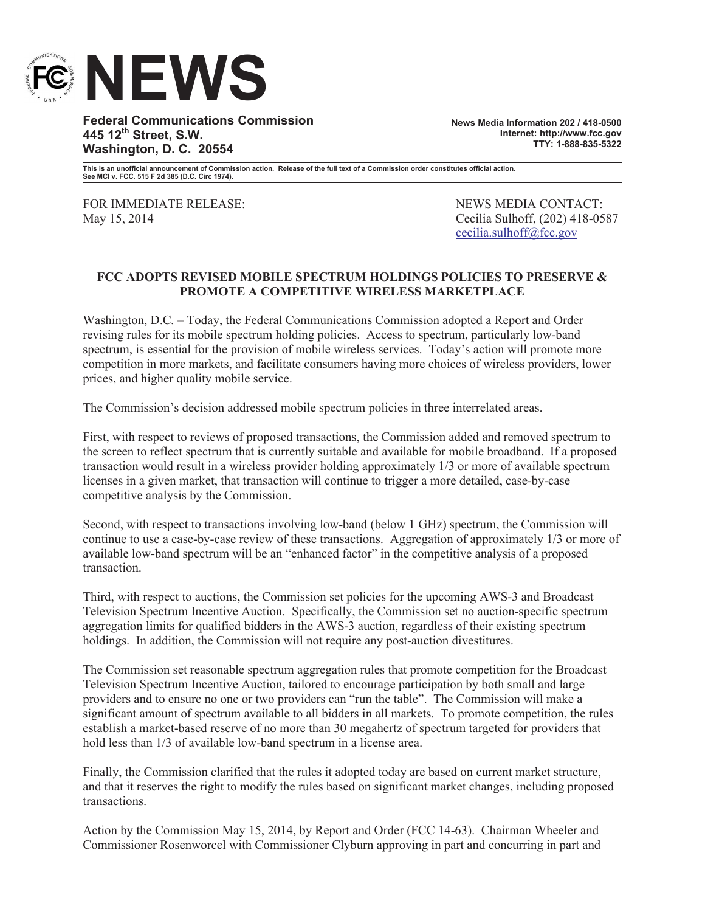# NEWS

**Federal Communications Commission**
**445 12th Street, S.W.**
**Washington, D. C. 20554**

**News Media Information 202 / 418-0500**
**Internet: http://www.fcc.gov**
**TTY: 1-888-835-5322**

**This is an unofficial announcement of Commission action. Release of the full text of a Commission order constitutes official action. See MCI v. FCC. 515 F 2d 385 (D.C. Circ 1974).**

FOR IMMEDIATE RELEASE:
May 15, 2014

NEWS MEDIA CONTACT:
Cecilia Sulhoff, (202) 418-0587
cecilia.sulhoff@fcc.gov

**FCC ADOPTS REVISED MOBILE SPECTRUM HOLDINGS POLICIES TO PRESERVE & PROMOTE A COMPETITIVE WIRELESS MARKETPLACE**

Washington, D.C. – Today, the Federal Communications Commission adopted a Report and Order revising rules for its mobile spectrum holding policies. Access to spectrum, particularly low-band spectrum, is essential for the provision of mobile wireless services. Today's action will promote more competition in more markets, and facilitate consumers having more choices of wireless providers, lower prices, and higher quality mobile service.

The Commission's decision addressed mobile spectrum policies in three interrelated areas.

First, with respect to reviews of proposed transactions, the Commission added and removed spectrum to the screen to reflect spectrum that is currently suitable and available for mobile broadband. If a proposed transaction would result in a wireless provider holding approximately 1/3 or more of available spectrum licenses in a given market, that transaction will continue to trigger a more detailed, case-by-case competitive analysis by the Commission.

Second, with respect to transactions involving low-band (below 1 GHz) spectrum, the Commission will continue to use a case-by-case review of these transactions. Aggregation of approximately 1/3 or more of available low-band spectrum will be an "enhanced factor" in the competitive analysis of a proposed transaction.

Third, with respect to auctions, the Commission set policies for the upcoming AWS-3 and Broadcast Television Spectrum Incentive Auction. Specifically, the Commission set no auction-specific spectrum aggregation limits for qualified bidders in the AWS-3 auction, regardless of their existing spectrum holdings. In addition, the Commission will not require any post-auction divestitures.

The Commission set reasonable spectrum aggregation rules that promote competition for the Broadcast Television Spectrum Incentive Auction, tailored to encourage participation by both small and large providers and to ensure no one or two providers can "run the table". The Commission will make a significant amount of spectrum available to all bidders in all markets. To promote competition, the rules establish a market-based reserve of no more than 30 megahertz of spectrum targeted for providers that hold less than 1/3 of available low-band spectrum in a license area.

Finally, the Commission clarified that the rules it adopted today are based on current market structure, and that it reserves the right to modify the rules based on significant market changes, including proposed transactions.

Action by the Commission May 15, 2014, by Report and Order (FCC 14-63). Chairman Wheeler and Commissioner Rosenworcel with Commissioner Clyburn approving in part and concurring in part and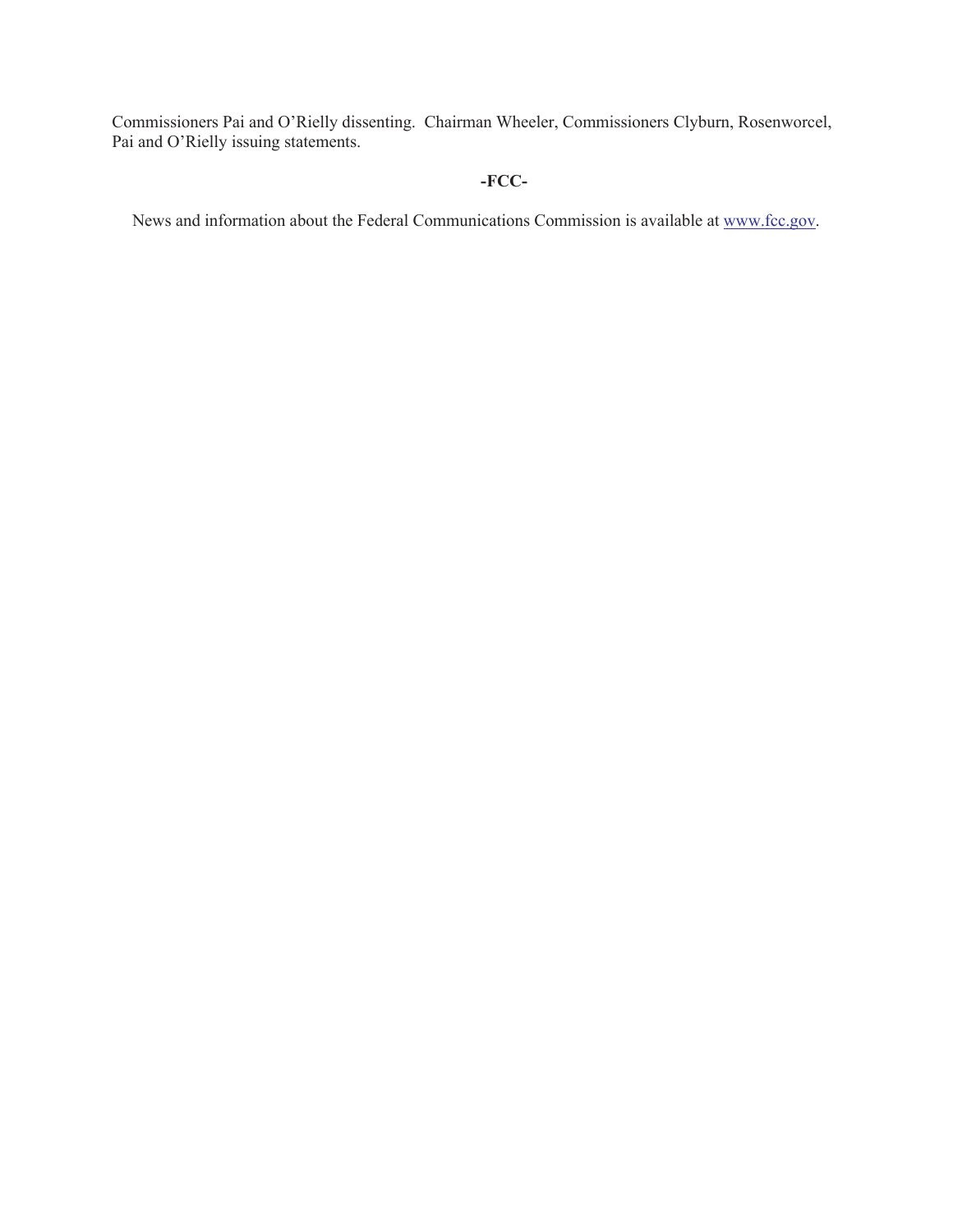Commissioners Pai and O'Rielly dissenting. Chairman Wheeler, Commissioners Clyburn, Rosenworcel, Pai and O'Rielly issuing statements.

**-FCC-**

News and information about the Federal Communications Commission is available at www.fcc.gov.